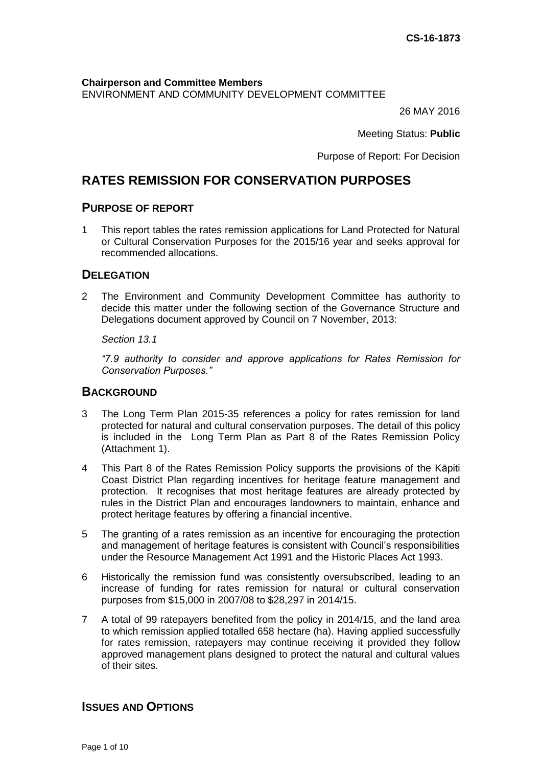CS-16-1873

**Chairperson and Committee Members**
ENVIRONMENT AND COMMUNITY DEVELOPMENT COMMITTEE

26 MAY 2016

Meeting Status: **Public**

Purpose of Report: For Decision

# RATES REMISSION FOR CONSERVATION PURPOSES

## PURPOSE OF REPORT

1 This report tables the rates remission applications for Land Protected for Natural or Cultural Conservation Purposes for the 2015/16 year and seeks approval for recommended allocations.

## DELEGATION

2 The Environment and Community Development Committee has authority to decide this matter under the following section of the Governance Structure and Delegations document approved by Council on 7 November, 2013:

*Section 13.1*

*"7.9 authority to consider and approve applications for Rates Remission for Conservation Purposes."*

## BACKGROUND

3 The Long Term Plan 2015-35 references a policy for rates remission for land protected for natural and cultural conservation purposes. The detail of this policy is included in the Long Term Plan as Part 8 of the Rates Remission Policy (Attachment 1).

4 This Part 8 of the Rates Remission Policy supports the provisions of the Kāpiti Coast District Plan regarding incentives for heritage feature management and protection. It recognises that most heritage features are already protected by rules in the District Plan and encourages landowners to maintain, enhance and protect heritage features by offering a financial incentive.

5 The granting of a rates remission as an incentive for encouraging the protection and management of heritage features is consistent with Council's responsibilities under the Resource Management Act 1991 and the Historic Places Act 1993.

6 Historically the remission fund was consistently oversubscribed, leading to an increase of funding for rates remission for natural or cultural conservation purposes from $15,000 in 2007/08 to $28,297 in 2014/15.

7 A total of 99 ratepayers benefited from the policy in 2014/15, and the land area to which remission applied totalled 658 hectare (ha). Having applied successfully for rates remission, ratepayers may continue receiving it provided they follow approved management plans designed to protect the natural and cultural values of their sites.

## ISSUES AND OPTIONS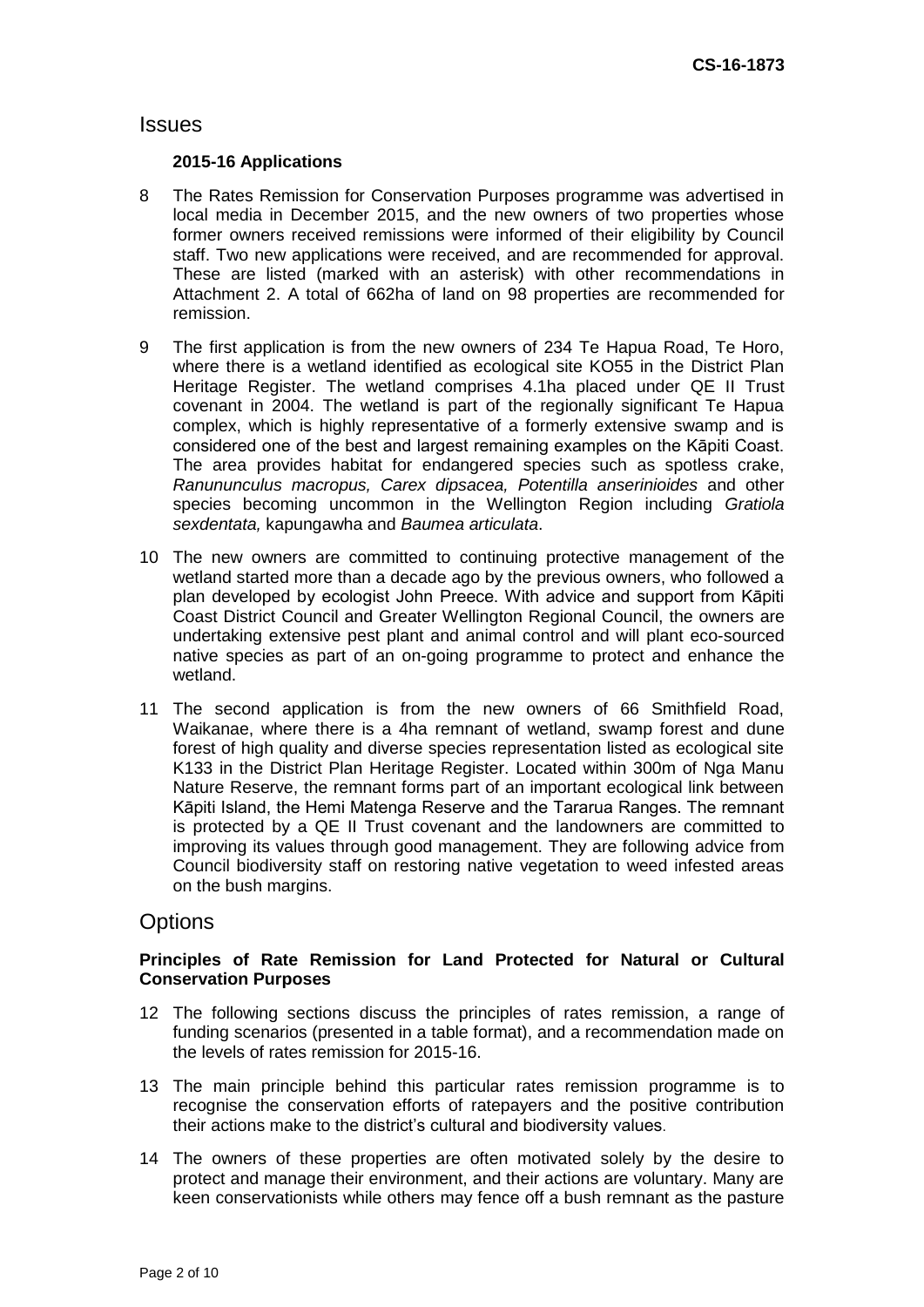## Issues

### 2015-16 Applications

8 The Rates Remission for Conservation Purposes programme was advertised in local media in December 2015, and the new owners of two properties whose former owners received remissions were informed of their eligibility by Council staff. Two new applications were received, and are recommended for approval. These are listed (marked with an asterisk) with other recommendations in Attachment 2. A total of 662ha of land on 98 properties are recommended for remission.

9 The first application is from the new owners of 234 Te Hapua Road, Te Horo, where there is a wetland identified as ecological site KO55 in the District Plan Heritage Register. The wetland comprises 4.1ha placed under QE II Trust covenant in 2004. The wetland is part of the regionally significant Te Hapua complex, which is highly representative of a formerly extensive swamp and is considered one of the best and largest remaining examples on the Kāpiti Coast. The area provides habitat for endangered species such as spotless crake, *Ranununculus macropus, Carex dipsacea, Potentilla anserinioides* and other species becoming uncommon in the Wellington Region including *Gratiola sexdentata,* kapungawha and *Baumea articulata*.

10 The new owners are committed to continuing protective management of the wetland started more than a decade ago by the previous owners, who followed a plan developed by ecologist John Preece. With advice and support from Kāpiti Coast District Council and Greater Wellington Regional Council, the owners are undertaking extensive pest plant and animal control and will plant eco-sourced native species as part of an on-going programme to protect and enhance the wetland.

11 The second application is from the new owners of 66 Smithfield Road, Waikanae, where there is a 4ha remnant of wetland, swamp forest and dune forest of high quality and diverse species representation listed as ecological site K133 in the District Plan Heritage Register. Located within 300m of Nga Manu Nature Reserve, the remnant forms part of an important ecological link between Kāpiti Island, the Hemi Matenga Reserve and the Tararua Ranges. The remnant is protected by a QE II Trust covenant and the landowners are committed to improving its values through good management. They are following advice from Council biodiversity staff on restoring native vegetation to weed infested areas on the bush margins.

## Options

### Principles of Rate Remission for Land Protected for Natural or Cultural Conservation Purposes

12 The following sections discuss the principles of rates remission, a range of funding scenarios (presented in a table format), and a recommendation made on the levels of rates remission for 2015-16.

13 The main principle behind this particular rates remission programme is to recognise the conservation efforts of ratepayers and the positive contribution their actions make to the district's cultural and biodiversity values.

14 The owners of these properties are often motivated solely by the desire to protect and manage their environment, and their actions are voluntary. Many are keen conservationists while others may fence off a bush remnant as the pasture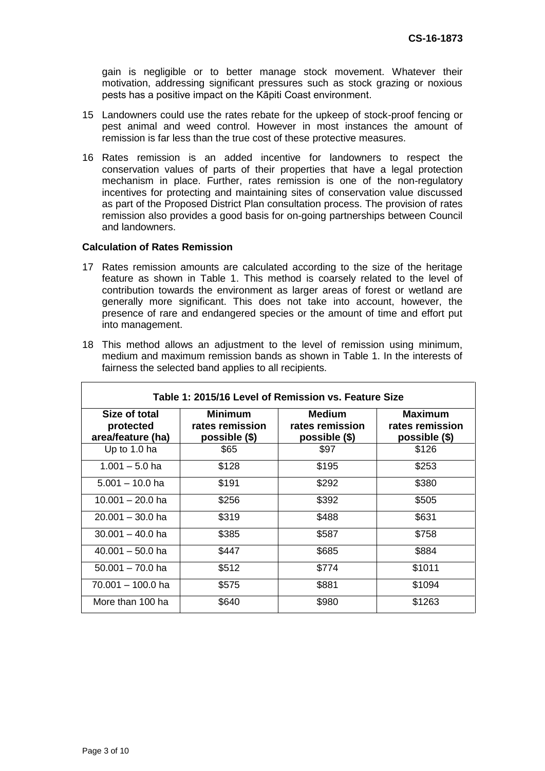gain is negligible or to better manage stock movement. Whatever their motivation, addressing significant pressures such as stock grazing or noxious pests has a positive impact on the Kāpiti Coast environment.

15 Landowners could use the rates rebate for the upkeep of stock-proof fencing or pest animal and weed control. However in most instances the amount of remission is far less than the true cost of these protective measures.

16 Rates remission is an added incentive for landowners to respect the conservation values of parts of their properties that have a legal protection mechanism in place. Further, rates remission is one of the non-regulatory incentives for protecting and maintaining sites of conservation value discussed as part of the Proposed District Plan consultation process. The provision of rates remission also provides a good basis for on-going partnerships between Council and landowners.

**Calculation of Rates Remission**

17 Rates remission amounts are calculated according to the size of the heritage feature as shown in Table 1. This method is coarsely related to the level of contribution towards the environment as larger areas of forest or wetland are generally more significant. This does not take into account, however, the presence of rare and endangered species or the amount of time and effort put into management.

18 This method allows an adjustment to the level of remission using minimum, medium and maximum remission bands as shown in Table 1. In the interests of fairness the selected band applies to all recipients.

**Table 1: 2015/16 Level of Remission vs. Feature Size**

| Size of total protected area/feature (ha) | Minimum rates remission possible ($) | Medium rates remission possible ($) | Maximum rates remission possible ($) |
|---|---|---|---|
| Up to 1.0 ha | $65 | $97 | $126 |
| 1.001 – 5.0 ha | $128 | $195 | $253 |
| 5.001 – 10.0 ha | $191 | $292 | $380 |
| 10.001 – 20.0 ha | $256 | $392 | $505 |
| 20.001 – 30.0 ha | $319 | $488 | $631 |
| 30.001 – 40.0 ha | $385 | $587 | $758 |
| 40.001 – 50.0 ha | $447 | $685 | $884 |
| 50.001 – 70.0 ha | $512 | $774 | $1011 |
| 70.001 – 100.0 ha | $575 | $881 | $1094 |
| More than 100 ha | $640 | $980 | $1263 |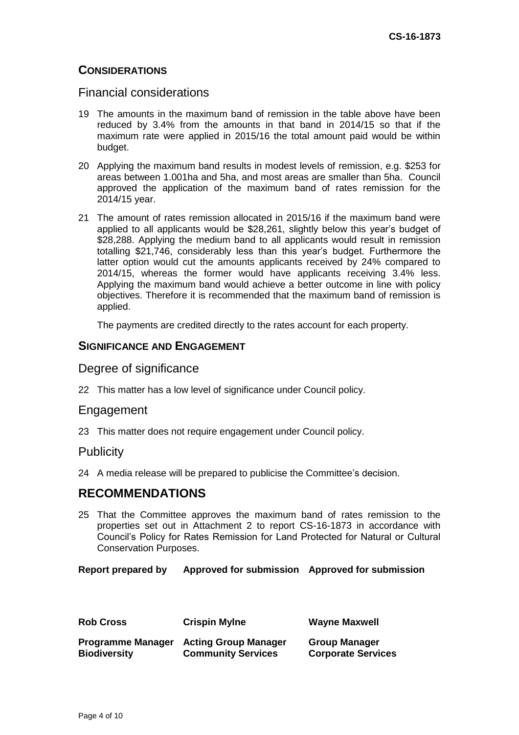## CONSIDERATIONS

### Financial considerations

19 The amounts in the maximum band of remission in the table above have been reduced by 3.4% from the amounts in that band in 2014/15 so that if the maximum rate were applied in 2015/16 the total amount paid would be within budget.

20 Applying the maximum band results in modest levels of remission, e.g. $253 for areas between 1.001ha and 5ha, and most areas are smaller than 5ha. Council approved the application of the maximum band of rates remission for the 2014/15 year.

21 The amount of rates remission allocated in 2015/16 if the maximum band were applied to all applicants would be $28,261, slightly below this year's budget of $28,288. Applying the medium band to all applicants would result in remission totalling $21,746, considerably less than this year's budget. Furthermore the latter option would cut the amounts applicants received by 24% compared to 2014/15, whereas the former would have applicants receiving 3.4% less. Applying the maximum band would achieve a better outcome in line with policy objectives. Therefore it is recommended that the maximum band of remission is applied.

The payments are credited directly to the rates account for each property.

## SIGNIFICANCE AND ENGAGEMENT

### Degree of significance

22 This matter has a low level of significance under Council policy.

### Engagement

23 This matter does not require engagement under Council policy.

### Publicity

24 A media release will be prepared to publicise the Committee's decision.

## RECOMMENDATIONS

25 That the Committee approves the maximum band of rates remission to the properties set out in Attachment 2 to report CS-16-1873 in accordance with Council's Policy for Rates Remission for Land Protected for Natural or Cultural Conservation Purposes.

| **Report prepared by** | **Approved for submission** | **Approved for submission** |
|---|---|---|
| **Rob Cross** | **Crispin Mylne** | **Wayne Maxwell** |
| **Programme Manager Biodiversity** | **Acting Group Manager Community Services** | **Group Manager Corporate Services** |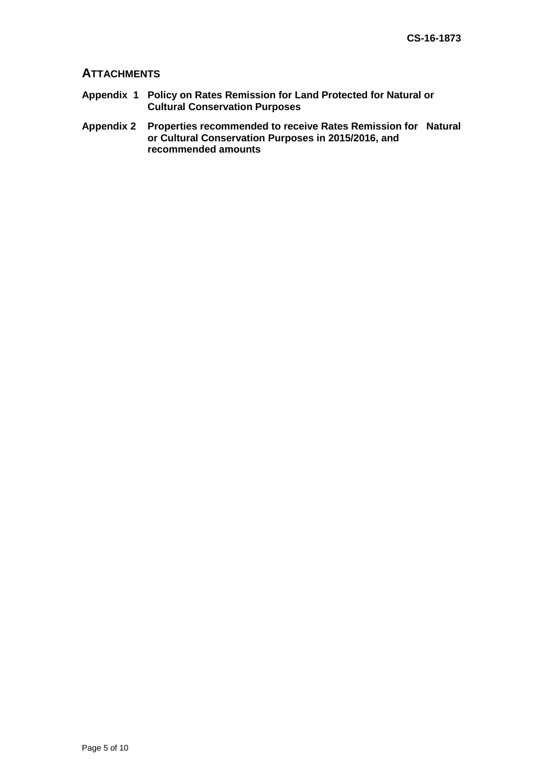## ATTACHMENTS

**Appendix 1 Policy on Rates Remission for Land Protected for Natural or Cultural Conservation Purposes**

**Appendix 2 Properties recommended to receive Rates Remission for Natural or Cultural Conservation Purposes in 2015/2016, and recommended amounts**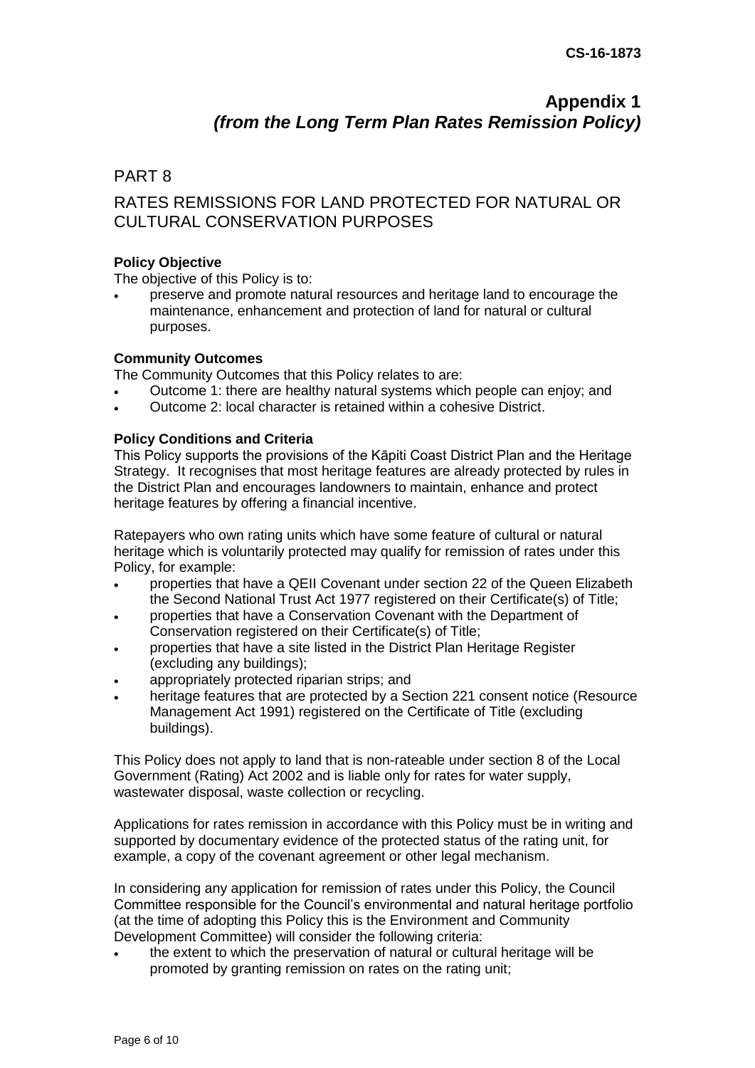CS-16-1873

# Appendix 1
## *(from the Long Term Plan Rates Remission Policy)*

## PART 8

## RATES REMISSIONS FOR LAND PROTECTED FOR NATURAL OR CULTURAL CONSERVATION PURPOSES

**Policy Objective**

The objective of this Policy is to:

- preserve and promote natural resources and heritage land to encourage the maintenance, enhancement and protection of land for natural or cultural purposes.

**Community Outcomes**

The Community Outcomes that this Policy relates to are:

- Outcome 1: there are healthy natural systems which people can enjoy; and
- Outcome 2: local character is retained within a cohesive District.

**Policy Conditions and Criteria**

This Policy supports the provisions of the Kāpiti Coast District Plan and the Heritage Strategy. It recognises that most heritage features are already protected by rules in the District Plan and encourages landowners to maintain, enhance and protect heritage features by offering a financial incentive.

Ratepayers who own rating units which have some feature of cultural or natural heritage which is voluntarily protected may qualify for remission of rates under this Policy, for example:

- properties that have a QEII Covenant under section 22 of the Queen Elizabeth the Second National Trust Act 1977 registered on their Certificate(s) of Title;
- properties that have a Conservation Covenant with the Department of Conservation registered on their Certificate(s) of Title;
- properties that have a site listed in the District Plan Heritage Register (excluding any buildings);
- appropriately protected riparian strips; and
- heritage features that are protected by a Section 221 consent notice (Resource Management Act 1991) registered on the Certificate of Title (excluding buildings).

This Policy does not apply to land that is non-rateable under section 8 of the Local Government (Rating) Act 2002 and is liable only for rates for water supply, wastewater disposal, waste collection or recycling.

Applications for rates remission in accordance with this Policy must be in writing and supported by documentary evidence of the protected status of the rating unit, for example, a copy of the covenant agreement or other legal mechanism.

In considering any application for remission of rates under this Policy, the Council Committee responsible for the Council's environmental and natural heritage portfolio (at the time of adopting this Policy this is the Environment and Community Development Committee) will consider the following criteria:

- the extent to which the preservation of natural or cultural heritage will be promoted by granting remission on rates on the rating unit;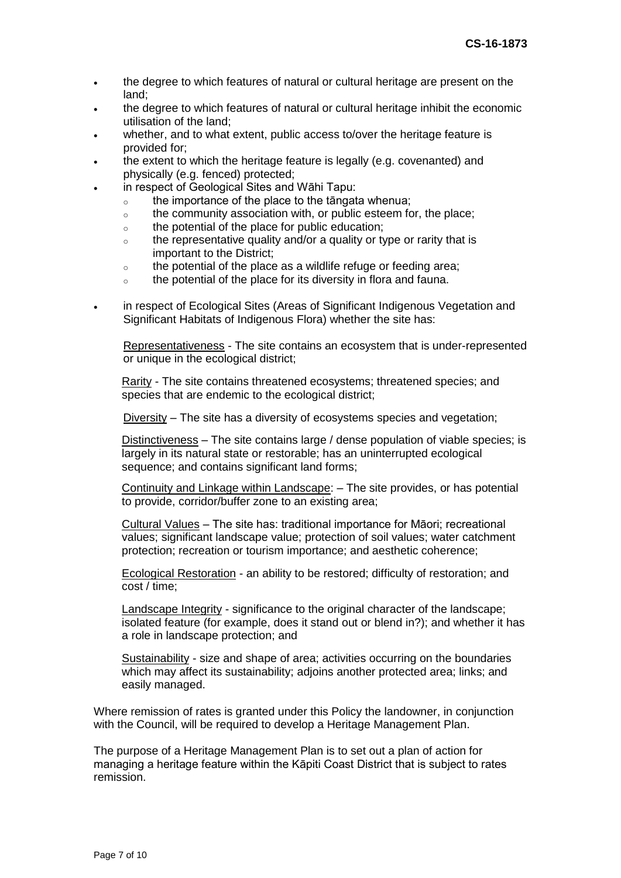- the degree to which features of natural or cultural heritage are present on the land;
- the degree to which features of natural or cultural heritage inhibit the economic utilisation of the land;
- whether, and to what extent, public access to/over the heritage feature is provided for;
- the extent to which the heritage feature is legally (e.g. covenanted) and physically (e.g. fenced) protected;
- in respect of Geological Sites and Wāhi Tapu:
  - the importance of the place to the tāngata whenua;
  - the community association with, or public esteem for, the place;
  - the potential of the place for public education;
  - the representative quality and/or a quality or type or rarity that is important to the District;
  - the potential of the place as a wildlife refuge or feeding area;
  - the potential of the place for its diversity in flora and fauna.
- in respect of Ecological Sites (Areas of Significant Indigenous Vegetation and Significant Habitats of Indigenous Flora) whether the site has:

  Representativeness - The site contains an ecosystem that is under-represented or unique in the ecological district;

  Rarity - The site contains threatened ecosystems; threatened species; and species that are endemic to the ecological district;

  Diversity – The site has a diversity of ecosystems species and vegetation;

  Distinctiveness – The site contains large / dense population of viable species; is largely in its natural state or restorable; has an uninterrupted ecological sequence; and contains significant land forms;

  Continuity and Linkage within Landscape: – The site provides, or has potential to provide, corridor/buffer zone to an existing area;

  Cultural Values – The site has: traditional importance for Māori; recreational values; significant landscape value; protection of soil values; water catchment protection; recreation or tourism importance; and aesthetic coherence;

  Ecological Restoration - an ability to be restored; difficulty of restoration; and cost / time;

  Landscape Integrity - significance to the original character of the landscape; isolated feature (for example, does it stand out or blend in?); and whether it has a role in landscape protection; and

  Sustainability - size and shape of area; activities occurring on the boundaries which may affect its sustainability; adjoins another protected area; links; and easily managed.

Where remission of rates is granted under this Policy the landowner, in conjunction with the Council, will be required to develop a Heritage Management Plan.

The purpose of a Heritage Management Plan is to set out a plan of action for managing a heritage feature within the Kāpiti Coast District that is subject to rates remission.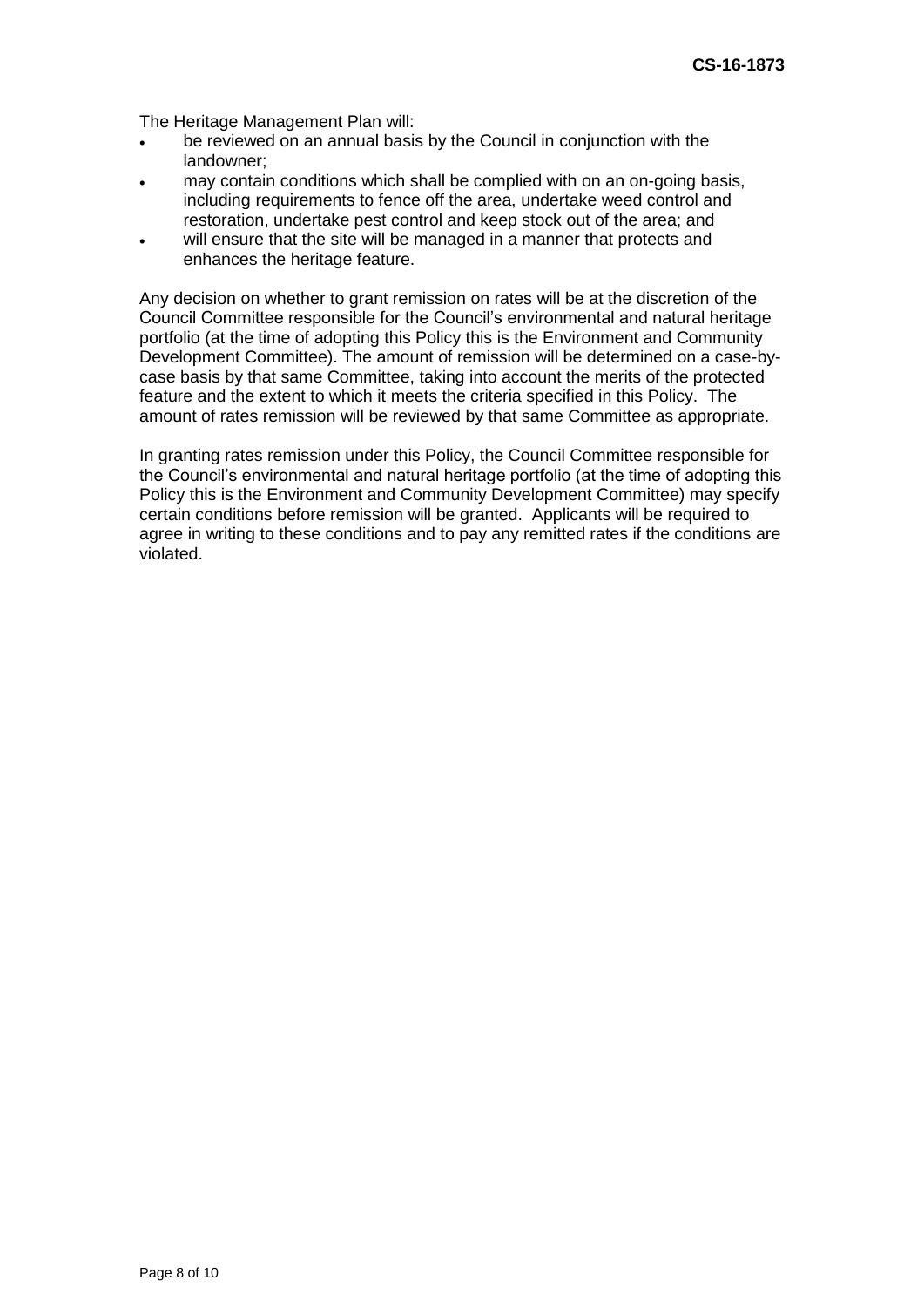The Heritage Management Plan will:

- be reviewed on an annual basis by the Council in conjunction with the landowner;
- may contain conditions which shall be complied with on an on-going basis, including requirements to fence off the area, undertake weed control and restoration, undertake pest control and keep stock out of the area; and
- will ensure that the site will be managed in a manner that protects and enhances the heritage feature.

Any decision on whether to grant remission on rates will be at the discretion of the Council Committee responsible for the Council's environmental and natural heritage portfolio (at the time of adopting this Policy this is the Environment and Community Development Committee). The amount of remission will be determined on a case-by-case basis by that same Committee, taking into account the merits of the protected feature and the extent to which it meets the criteria specified in this Policy. The amount of rates remission will be reviewed by that same Committee as appropriate.

In granting rates remission under this Policy, the Council Committee responsible for the Council's environmental and natural heritage portfolio (at the time of adopting this Policy this is the Environment and Community Development Committee) may specify certain conditions before remission will be granted. Applicants will be required to agree in writing to these conditions and to pay any remitted rates if the conditions are violated.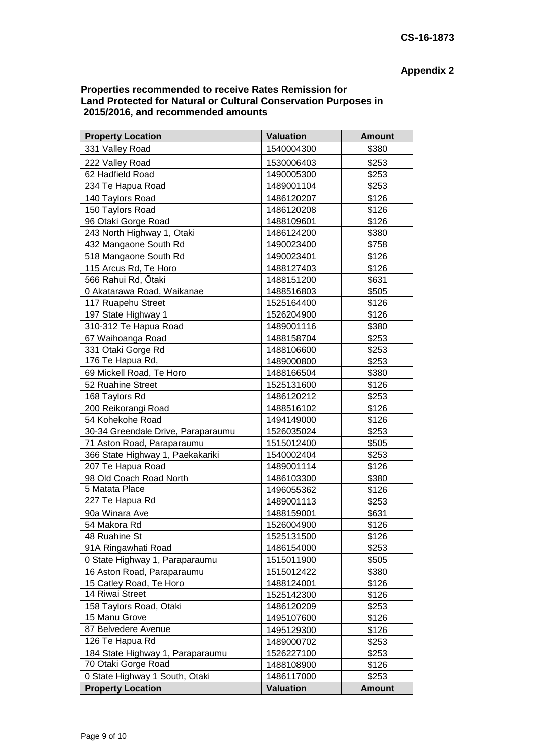**CS-16-1873**

**Appendix 2**

**Properties recommended to receive Rates Remission for Land Protected for Natural or Cultural Conservation Purposes in 2015/2016, and recommended amounts**

| Property Location | Valuation | Amount |
|---|---|---|
| 331 Valley Road | 1540004300 | $380 |
| 222 Valley Road | 1530006403 | $253 |
| 62 Hadfield Road | 1490005300 | $253 |
| 234 Te Hapua Road | 1489001104 | $253 |
| 140 Taylors Road | 1486120207 | $126 |
| 150 Taylors Road | 1486120208 | $126 |
| 96 Otaki Gorge Road | 1488109601 | $126 |
| 243 North Highway 1, Otaki | 1486124200 | $380 |
| 432 Mangaone South Rd | 1490023400 | $758 |
| 518 Mangaone South Rd | 1490023401 | $126 |
| 115 Arcus Rd, Te Horo | 1488127403 | $126 |
| 566 Rahui Rd, Ōtaki | 1488151200 | $631 |
| 0 Akatarawa Road, Waikanae | 1488516803 | $505 |
| 117 Ruapehu Street | 1525164400 | $126 |
| 197 State Highway 1 | 1526204900 | $126 |
| 310-312 Te Hapua Road | 1489001116 | $380 |
| 67 Waihoanga Road | 1488158704 | $253 |
| 331 Otaki Gorge Rd | 1488106600 | $253 |
| 176 Te Hapua Rd, | 1489000800 | $253 |
| 69 Mickell Road, Te Horo | 1488166504 | $380 |
| 52 Ruahine Street | 1525131600 | $126 |
| 168 Taylors Rd | 1486120212 | $253 |
| 200 Reikorangi Road | 1488516102 | $126 |
| 54 Kohekohe Road | 1494149000 | $126 |
| 30-34 Greendale Drive, Paraparaumu | 1526035024 | $253 |
| 71 Aston Road, Paraparaumu | 1515012400 | $505 |
| 366 State Highway 1, Paekakariki | 1540002404 | $253 |
| 207 Te Hapua Road | 1489001114 | $126 |
| 98 Old Coach Road North | 1486103300 | $380 |
| 5 Matata Place | 1496055362 | $126 |
| 227 Te Hapua Rd | 1489001113 | $253 |
| 90a Winara Ave | 1488159001 | $631 |
| 54 Makora Rd | 1526004900 | $126 |
| 48 Ruahine St | 1525131500 | $126 |
| 91A Ringawhati Road | 1486154000 | $253 |
| 0 State Highway 1, Paraparaumu | 1515011900 | $505 |
| 16 Aston Road, Paraparaumu | 1515012422 | $380 |
| 15 Catley Road, Te Horo | 1488124001 | $126 |
| 14 Riwai Street | 1525142300 | $126 |
| 158 Taylors Road, Otaki | 1486120209 | $253 |
| 15 Manu Grove | 1495107600 | $126 |
| 87 Belvedere Avenue | 1495129300 | $126 |
| 126 Te Hapua Rd | 1489000702 | $253 |
| 184 State Highway 1, Paraparaumu | 1526227100 | $253 |
| 70 Otaki Gorge Road | 1488108900 | $126 |
| 0 State Highway 1 South, Otaki | 1486117000 | $253 |
| **Property Location** | **Valuation** | **Amount** |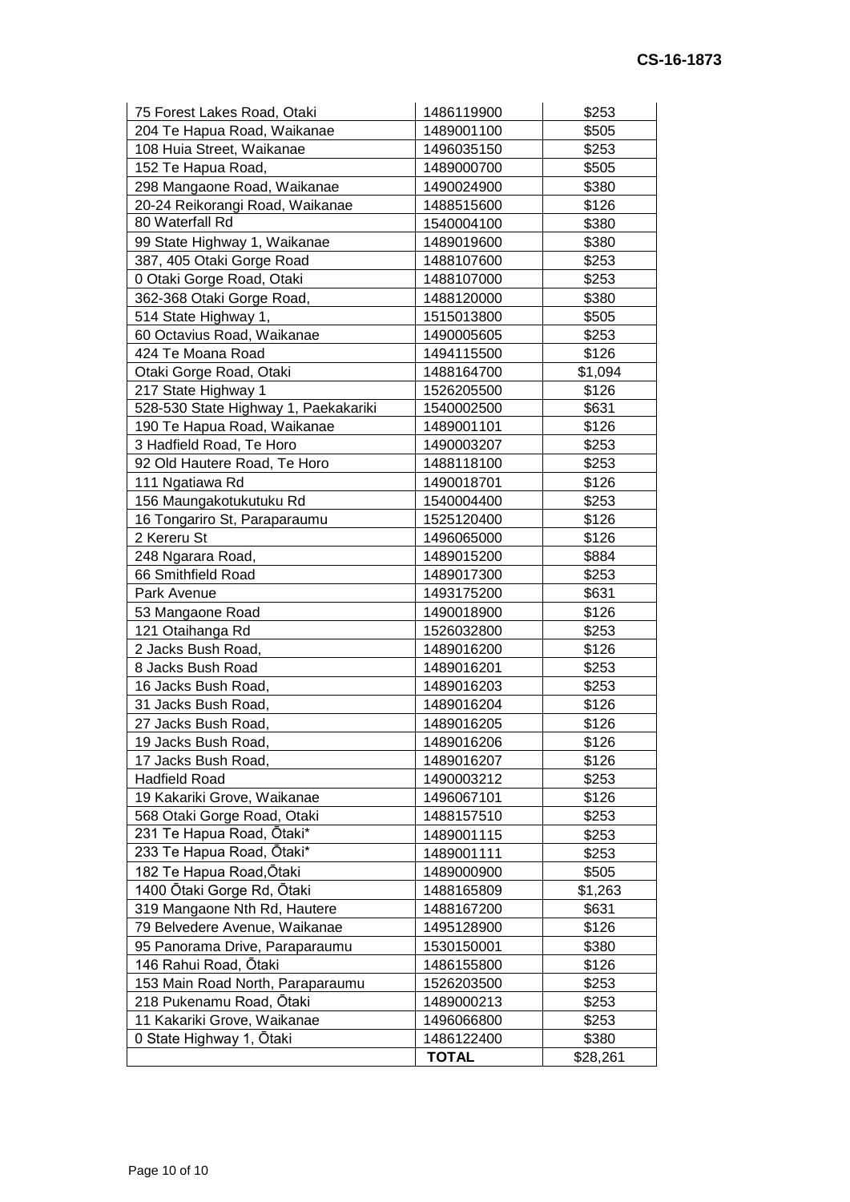| | | |
|---|---|---|
| 75 Forest Lakes Road, Otaki | 1486119900 | $253 |
| 204 Te Hapua Road, Waikanae | 1489001100 | $505 |
| 108 Huia Street, Waikanae | 1496035150 | $253 |
| 152 Te Hapua Road, | 1489000700 | $505 |
| 298 Mangaone Road, Waikanae | 1490024900 | $380 |
| 20-24 Reikorangi Road, Waikanae | 1488515600 | $126 |
| 80 Waterfall Rd | 1540004100 | $380 |
| 99 State Highway 1, Waikanae | 1489019600 | $380 |
| 387, 405 Otaki Gorge Road | 1488107600 | $253 |
| 0 Otaki Gorge Road, Otaki | 1488107000 | $253 |
| 362-368 Otaki Gorge Road, | 1488120000 | $380 |
| 514 State Highway 1, | 1515013800 | $505 |
| 60 Octavius Road, Waikanae | 1490005605 | $253 |
| 424 Te Moana Road | 1494115500 | $126 |
| Otaki Gorge Road, Otaki | 1488164700 | $1,094 |
| 217 State Highway 1 | 1526205500 | $126 |
| 528-530 State Highway 1, Paekakariki | 1540002500 | $631 |
| 190 Te Hapua Road, Waikanae | 1489001101 | $126 |
| 3 Hadfield Road, Te Horo | 1490003207 | $253 |
| 92 Old Hautere Road, Te Horo | 1488118100 | $253 |
| 111 Ngatiawa Rd | 1490018701 | $126 |
| 156 Maungakotukutuku Rd | 1540004400 | $253 |
| 16 Tongariro St, Paraparaumu | 1525120400 | $126 |
| 2 Kereru St | 1496065000 | $126 |
| 248 Ngarara Road, | 1489015200 | $884 |
| 66 Smithfield Road | 1489017300 | $253 |
| Park Avenue | 1493175200 | $631 |
| 53 Mangaone Road | 1490018900 | $126 |
| 121 Otaihanga Rd | 1526032800 | $253 |
| 2 Jacks Bush Road, | 1489016200 | $126 |
| 8 Jacks Bush Road | 1489016201 | $253 |
| 16 Jacks Bush Road, | 1489016203 | $253 |
| 31 Jacks Bush Road, | 1489016204 | $126 |
| 27 Jacks Bush Road, | 1489016205 | $126 |
| 19 Jacks Bush Road, | 1489016206 | $126 |
| 17 Jacks Bush Road, | 1489016207 | $126 |
| Hadfield Road | 1490003212 | $253 |
| 19 Kakariki Grove, Waikanae | 1496067101 | $126 |
| 568 Otaki Gorge Road, Otaki | 1488157510 | $253 |
| 231 Te Hapua Road, Ōtaki* | 1489001115 | $253 |
| 233 Te Hapua Road, Ōtaki* | 1489001111 | $253 |
| 182 Te Hapua Road,Ōtaki | 1489000900 | $505 |
| 1400 Ōtaki Gorge Rd, Ōtaki | 1488165809 | $1,263 |
| 319 Mangaone Nth Rd, Hautere | 1488167200 | $631 |
| 79 Belvedere Avenue, Waikanae | 1495128900 | $126 |
| 95 Panorama Drive, Paraparaumu | 1530150001 | $380 |
| 146 Rahui Road, Ōtaki | 1486155800 | $126 |
| 153 Main Road North, Paraparaumu | 1526203500 | $253 |
| 218 Pukenamu Road, Ōtaki | 1489000213 | $253 |
| 11 Kakariki Grove, Waikanae | 1496066800 | $253 |
| 0 State Highway 1, Ōtaki | 1486122400 | $380 |
| | **TOTAL** | $28,261 |